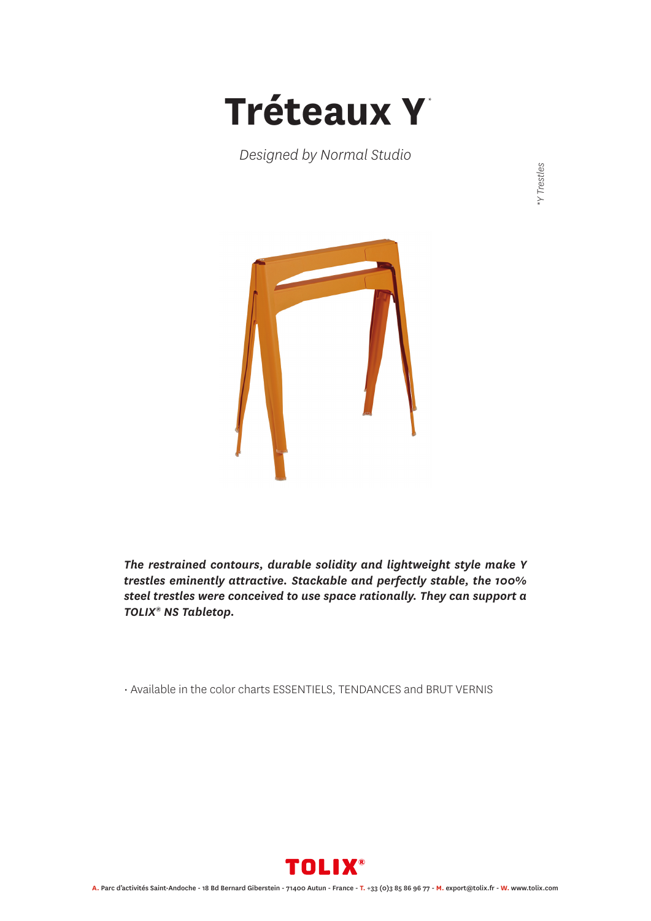# Tréteaux Y*

*Designed by Normal Studio*

*Y Trestles

***The restrained contours, durable solidity and lightweight style make Y trestles eminently attractive. Stackable and perfectly stable, the 100% steel trestles were conceived to use space rationally. They can support a TOLIX® NS Tabletop.***

- Available in the color charts ESSENTIELS, TENDANCES and BRUT VERNIS

TOLIX®

**A.** Parc d'activités Saint-Andoche - 18 Bd Bernard Giberstein - 71400 Autun - France - **T.** +33 (0)3 85 86 96 77 - **M.** export@tolix.fr - **W.** www.tolix.com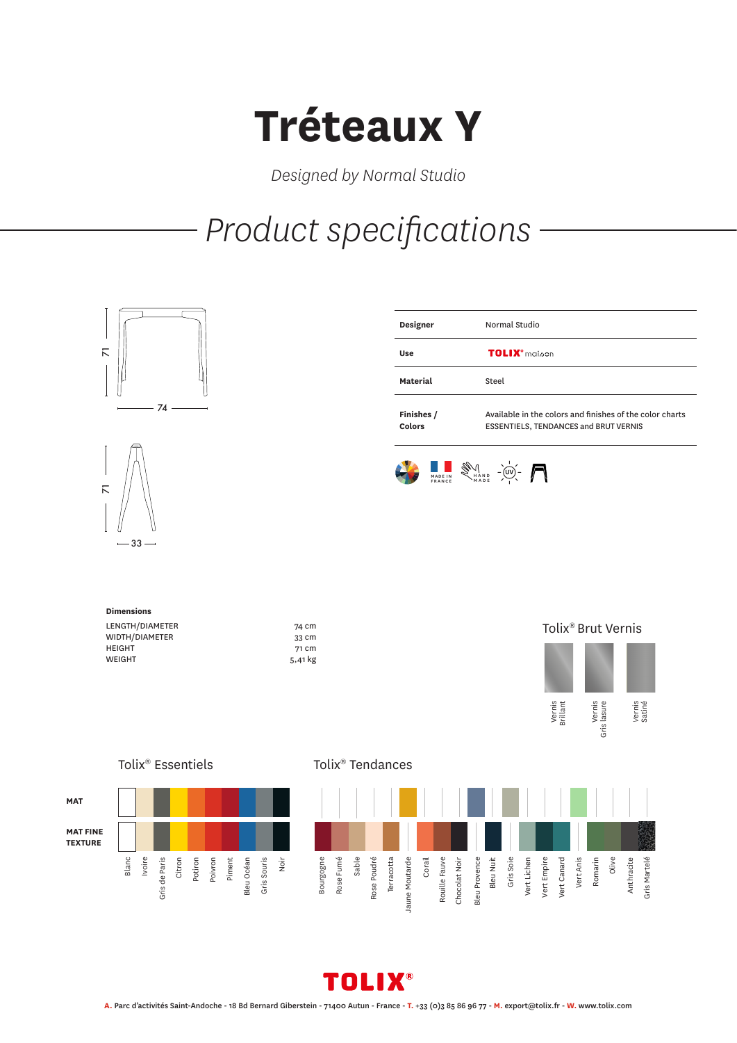# Tréteaux Y

*Designed by Normal Studio*

## *Product specifications*

71

74

71

33

| | |
|---|---|
| **Designer** | Normal Studio |
| **Use** | TOLIX® maison |
| **Material** | Steel |
| **Finishes / Colors** | Available in the colors and finishes of the color charts ESSENTIELS, TENDANCES and BRUT VERNIS |

MADE IN FRANCE

HAND MADE

UV

**Dimensions**

| | |
|---|---|
| LENGTH/DIAMETER | 74 cm |
| WIDTH/DIAMETER | 33 cm |
| HEIGHT | 71 cm |
| WEIGHT | 5,41 kg |

### Tolix® Brut Vernis

Vernis Brillant

Vernis Gris lasure

Vernis Satiné

### Tolix® Essentiels

**MAT**

**MAT FINE TEXTURE**

Blanc
Ivoire
Gris de Paris
Citron
Potiron
Poivron
Piment
Bleu Océan
Gris Souris
Noir

### Tolix® Tendances

Bourgogne
Rose Fumé
Sable
Rose Poudré
Terracotta
Jaune Moutarde
Corail
Rouille Fauve
Chocolat Noir
Bleu Provence
Bleu Nuit
Gris Soie
Vert Lichen
Vert Empire
Vert Canard
Vert Anis
Romarin
Olive
Anthracite
Gris Martelé

TOLIX®

**A.** Parc d'activités Saint-Andoche - 18 Bd Bernard Giberstein - 71400 Autun - France - **T.** +33 (0)3 85 86 96 77 - **M.** export@tolix.fr - **W.** www.tolix.com